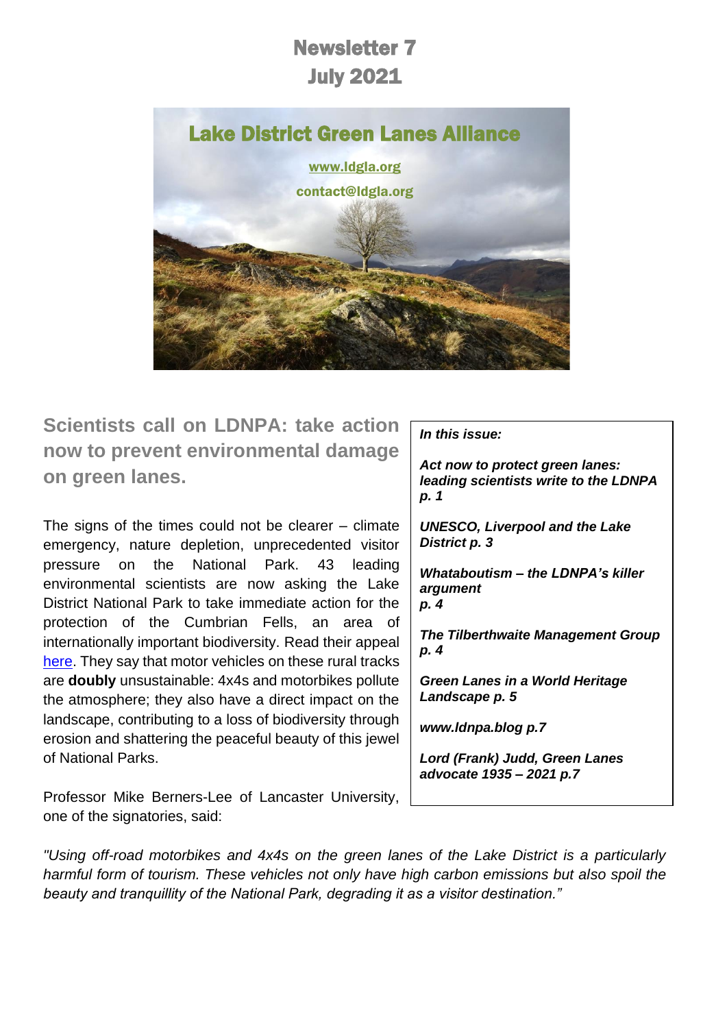# Newsletter 7
# July 2021

## Lake District Green Lanes Alliance

www.ldgla.org

contact@ldgla.org

## Scientists call on LDNPA: take action now to prevent environmental damage on green lanes.

The signs of the times could not be clearer – climate emergency, nature depletion, unprecedented visitor pressure on the National Park. 43 leading environmental scientists are now asking the Lake District National Park to take immediate action for the protection of the Cumbrian Fells, an area of internationally important biodiversity. Read their appeal here. They say that motor vehicles on these rural tracks are **doubly** unsustainable: 4x4s and motorbikes pollute the atmosphere; they also have a direct impact on the landscape, contributing to a loss of biodiversity through erosion and shattering the peaceful beauty of this jewel of National Parks.

Professor Mike Berners-Lee of Lancaster University, one of the signatories, said:

*"Using off-road motorbikes and 4x4s on the green lanes of the Lake District is a particularly harmful form of tourism. These vehicles not only have high carbon emissions but also spoil the beauty and tranquillity of the National Park, degrading it as a visitor destination."*

***In this issue:***

***Act now to protect green lanes: leading scientists write to the LDNPA p. 1***

***UNESCO, Liverpool and the Lake District p. 3***

***Whataboutism – the LDNPA's killer argument p. 4***

***The Tilberthwaite Management Group p. 4***

***Green Lanes in a World Heritage Landscape p. 5***

***www.ldnpa.blog p.7***

***Lord (Frank) Judd, Green Lanes advocate 1935 – 2021 p.7***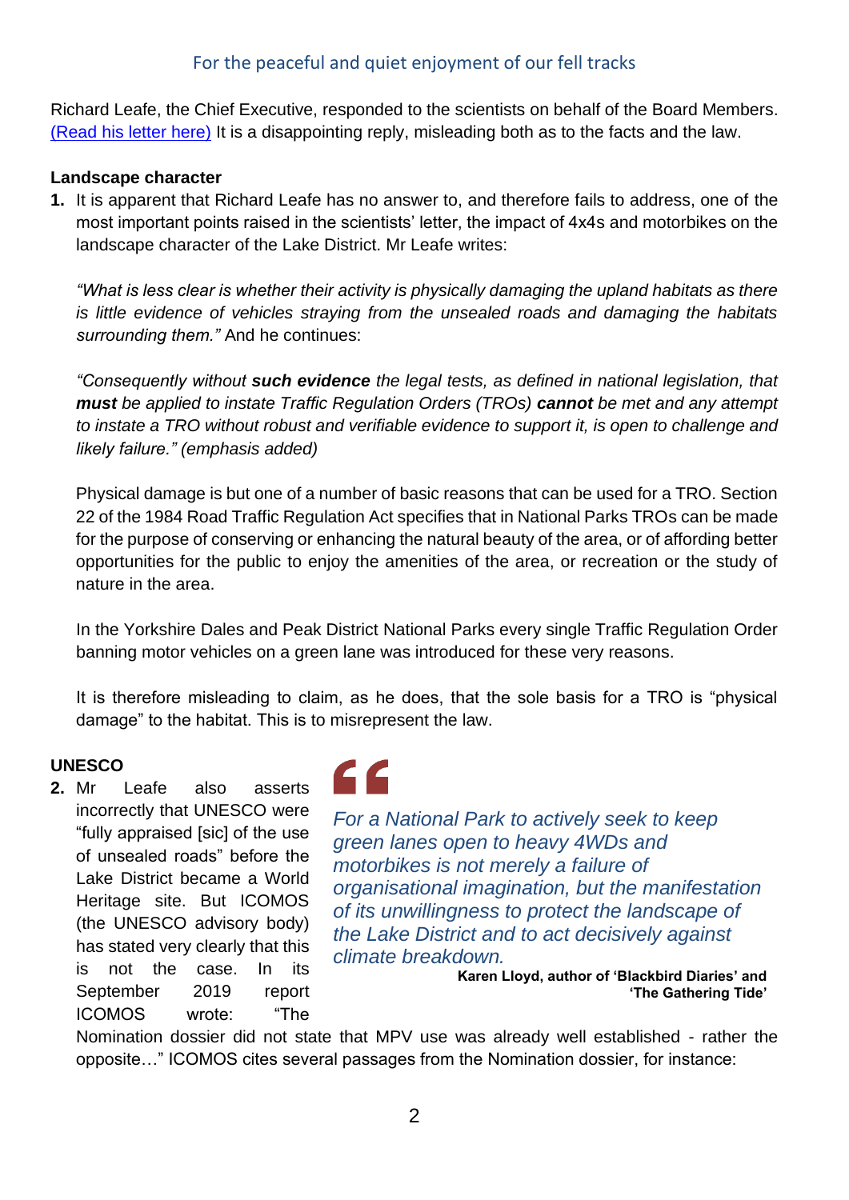Richard Leafe, the Chief Executive, responded to the scientists on behalf of the Board Members. [(Read his letter here)]() It is a disappointing reply, misleading both as to the facts and the law.

**Landscape character**

1. It is apparent that Richard Leafe has no answer to, and therefore fails to address, one of the most important points raised in the scientists' letter, the impact of 4x4s and motorbikes on the landscape character of the Lake District. Mr Leafe writes:

   *"What is less clear is whether their activity is physically damaging the upland habitats as there is little evidence of vehicles straying from the unsealed roads and damaging the habitats surrounding them."* And he continues:

   *"Consequently without* ***such evidence*** *the legal tests, as defined in national legislation, that* ***must*** *be applied to instate Traffic Regulation Orders (TROs)* ***cannot*** *be met and any attempt to instate a TRO without robust and verifiable evidence to support it, is open to challenge and likely failure." (emphasis added)*

   Physical damage is but one of a number of basic reasons that can be used for a TRO. Section 22 of the 1984 Road Traffic Regulation Act specifies that in National Parks TROs can be made for the purpose of conserving or enhancing the natural beauty of the area, or of affording better opportunities for the public to enjoy the amenities of the area, or recreation or the study of nature in the area.

   In the Yorkshire Dales and Peak District National Parks every single Traffic Regulation Order banning motor vehicles on a green lane was introduced for these very reasons.

   It is therefore misleading to claim, as he does, that the sole basis for a TRO is "physical damage" to the habitat. This is to misrepresent the law.

**UNESCO**

2. Mr Leafe also asserts incorrectly that UNESCO were "fully appraised [sic] of the use of unsealed roads" before the Lake District became a World Heritage site. But ICOMOS (the UNESCO advisory body) has stated very clearly that this is not the case. In its September 2019 report ICOMOS wrote: "The Nomination dossier did not state that MPV use was already well established - rather the opposite…" ICOMOS cites several passages from the Nomination dossier, for instance:

> *For a National Park to actively seek to keep green lanes open to heavy 4WDs and motorbikes is not merely a failure of organisational imagination, but the manifestation of its unwillingness to protect the landscape of the Lake District and to act decisively against climate breakdown.*
>
> **Karen Lloyd, author of 'Blackbird Diaries' and 'The Gathering Tide'**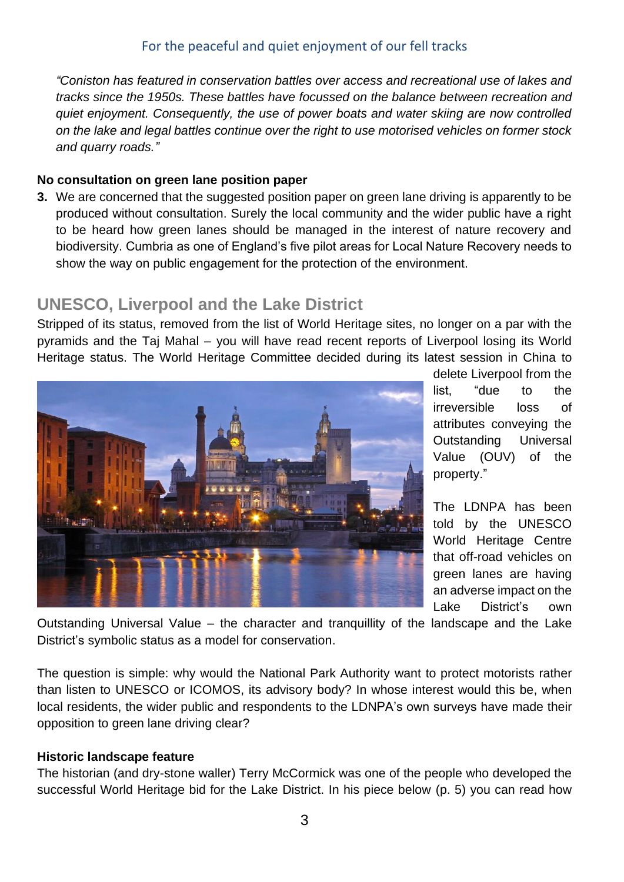*"Coniston has featured in conservation battles over access and recreational use of lakes and tracks since the 1950s. These battles have focussed on the balance between recreation and quiet enjoyment. Consequently, the use of power boats and water skiing are now controlled on the lake and legal battles continue over the right to use motorised vehicles on former stock and quarry roads."*

**No consultation on green lane position paper**

3. We are concerned that the suggested position paper on green lane driving is apparently to be produced without consultation. Surely the local community and the wider public have a right to be heard how green lanes should be managed in the interest of nature recovery and biodiversity. Cumbria as one of England's five pilot areas for Local Nature Recovery needs to show the way on public engagement for the protection of the environment.

## UNESCO, Liverpool and the Lake District

Stripped of its status, removed from the list of World Heritage sites, no longer on a par with the pyramids and the Taj Mahal – you will have read recent reports of Liverpool losing its World Heritage status. The World Heritage Committee decided during its latest session in China to delete Liverpool from the list, "due to the irreversible loss of attributes conveying the Outstanding Universal Value (OUV) of the property."

The LDNPA has been told by the UNESCO World Heritage Centre that off-road vehicles on green lanes are having an adverse impact on the Lake District's own Outstanding Universal Value – the character and tranquillity of the landscape and the Lake District's symbolic status as a model for conservation.

The question is simple: why would the National Park Authority want to protect motorists rather than listen to UNESCO or ICOMOS, its advisory body? In whose interest would this be, when local residents, the wider public and respondents to the LDNPA's own surveys have made their opposition to green lane driving clear?

**Historic landscape feature**

The historian (and dry-stone waller) Terry McCormick was one of the people who developed the successful World Heritage bid for the Lake District. In his piece below (p. 5) you can read how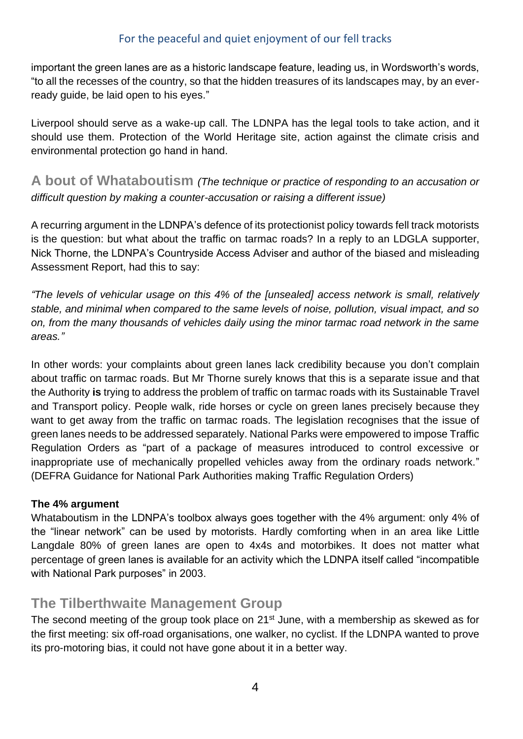important the green lanes are as a historic landscape feature, leading us, in Wordsworth's words, "to all the recesses of the country, so that the hidden treasures of its landscapes may, by an ever-ready guide, be laid open to his eyes."

Liverpool should serve as a wake-up call. The LDNPA has the legal tools to take action, and it should use them. Protection of the World Heritage site, action against the climate crisis and environmental protection go hand in hand.

## A bout of Whataboutism *(The technique or practice of responding to an accusation or difficult question by making a counter-accusation or raising a different issue)*

A recurring argument in the LDNPA's defence of its protectionist policy towards fell track motorists is the question: but what about the traffic on tarmac roads? In a reply to an LDGLA supporter, Nick Thorne, the LDNPA's Countryside Access Adviser and author of the biased and misleading Assessment Report, had this to say:

*"The levels of vehicular usage on this 4% of the [unsealed] access network is small, relatively stable, and minimal when compared to the same levels of noise, pollution, visual impact, and so on, from the many thousands of vehicles daily using the minor tarmac road network in the same areas."*

In other words: your complaints about green lanes lack credibility because you don't complain about traffic on tarmac roads. But Mr Thorne surely knows that this is a separate issue and that the Authority **is** trying to address the problem of traffic on tarmac roads with its Sustainable Travel and Transport policy. People walk, ride horses or cycle on green lanes precisely because they want to get away from the traffic on tarmac roads. The legislation recognises that the issue of green lanes needs to be addressed separately. National Parks were empowered to impose Traffic Regulation Orders as "part of a package of measures introduced to control excessive or inappropriate use of mechanically propelled vehicles away from the ordinary roads network." (DEFRA Guidance for National Park Authorities making Traffic Regulation Orders)

**The 4% argument**

Whataboutism in the LDNPA's toolbox always goes together with the 4% argument: only 4% of the "linear network" can be used by motorists. Hardly comforting when in an area like Little Langdale 80% of green lanes are open to 4x4s and motorbikes. It does not matter what percentage of green lanes is available for an activity which the LDNPA itself called "incompatible with National Park purposes" in 2003.

## The Tilberthwaite Management Group

The second meeting of the group took place on 21st June, with a membership as skewed as for the first meeting: six off-road organisations, one walker, no cyclist. If the LDNPA wanted to prove its pro-motoring bias, it could not have gone about it in a better way.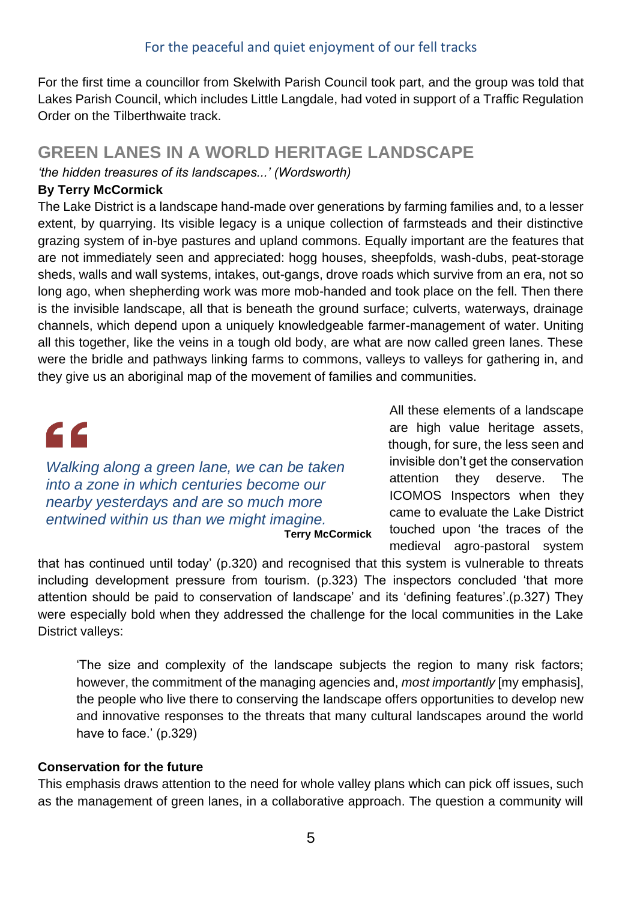For the first time a councillor from Skelwith Parish Council took part, and the group was told that Lakes Parish Council, which includes Little Langdale, had voted in support of a Traffic Regulation Order on the Tilberthwaite track.

## GREEN LANES IN A WORLD HERITAGE LANDSCAPE

*'the hidden treasures of its landscapes...' (Wordsworth)*

**By Terry McCormick**

The Lake District is a landscape hand-made over generations by farming families and, to a lesser extent, by quarrying. Its visible legacy is a unique collection of farmsteads and their distinctive grazing system of in-bye pastures and upland commons. Equally important are the features that are not immediately seen and appreciated: hogg houses, sheepfolds, wash-dubs, peat-storage sheds, walls and wall systems, intakes, out-gangs, drove roads which survive from an era, not so long ago, when shepherding work was more mob-handed and took place on the fell. Then there is the invisible landscape, all that is beneath the ground surface; culverts, waterways, drainage channels, which depend upon a uniquely knowledgeable farmer-management of water. Uniting all this together, like the veins in a tough old body, are what are now called green lanes. These were the bridle and pathways linking farms to commons, valleys to valleys for gathering in, and they give us an aboriginal map of the movement of families and communities.

> *Walking along a green lane, we can be taken into a zone in which centuries become our nearby yesterdays and are so much more entwined within us than we might imagine.*
>
> **Terry McCormick**

All these elements of a landscape are high value heritage assets, though, for sure, the less seen and invisible don't get the conservation attention they deserve. The ICOMOS Inspectors when they came to evaluate the Lake District touched upon 'the traces of the medieval agro-pastoral system that has continued until today' (p.320) and recognised that this system is vulnerable to threats including development pressure from tourism. (p.323) The inspectors concluded 'that more attention should be paid to conservation of landscape' and its 'defining features'.(p.327) They were especially bold when they addressed the challenge for the local communities in the Lake District valleys:

> 'The size and complexity of the landscape subjects the region to many risk factors; however, the commitment of the managing agencies and, *most importantly* [my emphasis], the people who live there to conserving the landscape offers opportunities to develop new and innovative responses to the threats that many cultural landscapes around the world have to face.' (p.329)

**Conservation for the future**

This emphasis draws attention to the need for whole valley plans which can pick off issues, such as the management of green lanes, in a collaborative approach. The question a community will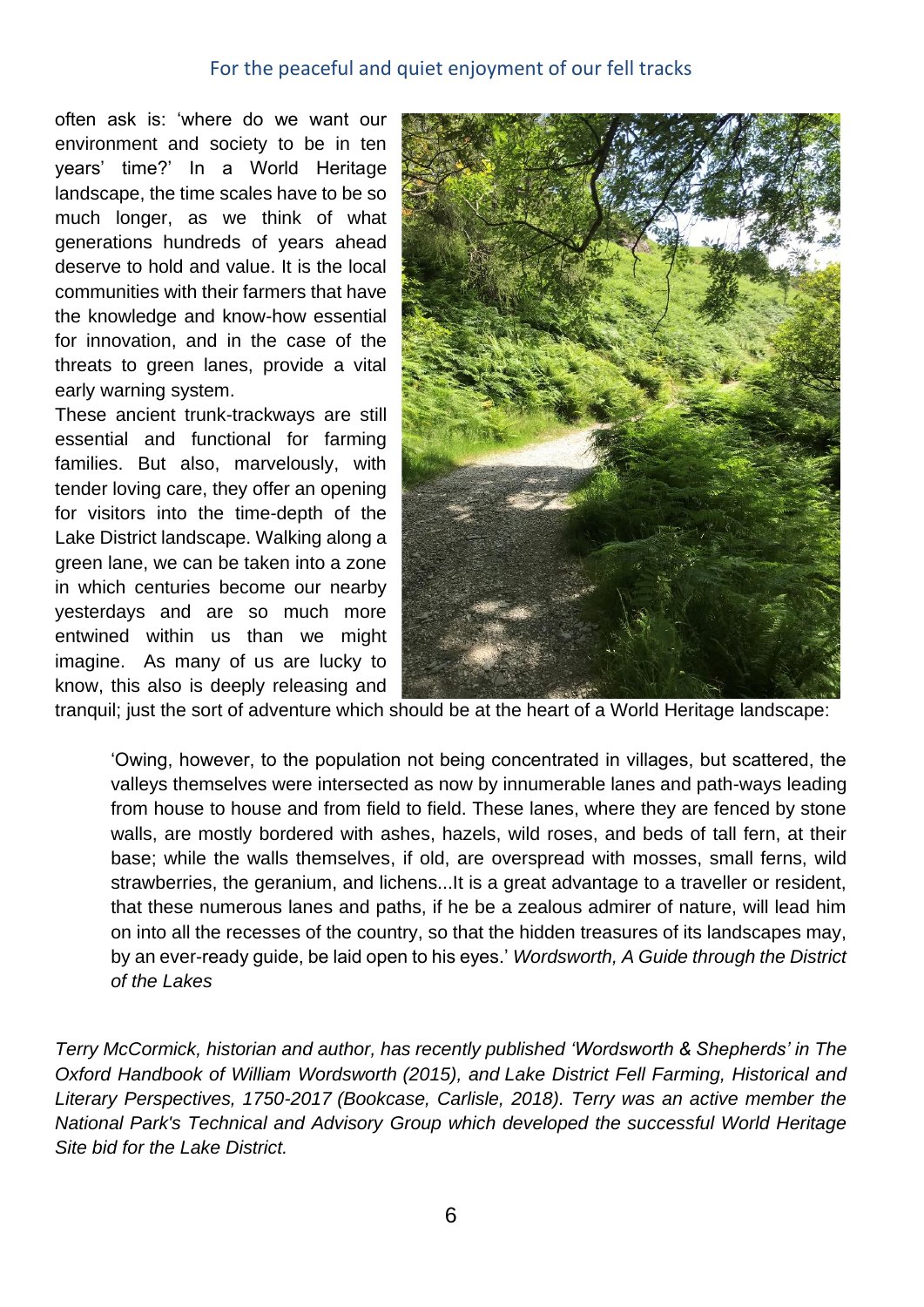often ask is: 'where do we want our environment and society to be in ten years' time?' In a World Heritage landscape, the time scales have to be so much longer, as we think of what generations hundreds of years ahead deserve to hold and value. It is the local communities with their farmers that have the knowledge and know-how essential for innovation, and in the case of the threats to green lanes, provide a vital early warning system.

These ancient trunk-trackways are still essential and functional for farming families. But also, marvelously, with tender loving care, they offer an opening for visitors into the time-depth of the Lake District landscape. Walking along a green lane, we can be taken into a zone in which centuries become our nearby yesterdays and are so much more entwined within us than we might imagine. As many of us are lucky to know, this also is deeply releasing and tranquil; just the sort of adventure which should be at the heart of a World Heritage landscape:

> 'Owing, however, to the population not being concentrated in villages, but scattered, the valleys themselves were intersected as now by innumerable lanes and path-ways leading from house to house and from field to field. These lanes, where they are fenced by stone walls, are mostly bordered with ashes, hazels, wild roses, and beds of tall fern, at their base; while the walls themselves, if old, are overspread with mosses, small ferns, wild strawberries, the geranium, and lichens...It is a great advantage to a traveller or resident, that these numerous lanes and paths, if he be a zealous admirer of nature, will lead him on into all the recesses of the country, so that the hidden treasures of its landscapes may, by an ever-ready guide, be laid open to his eyes.' *Wordsworth, A Guide through the District of the Lakes*

*Terry McCormick, historian and author, has recently published 'Wordsworth & Shepherds' in The Oxford Handbook of William Wordsworth (2015), and Lake District Fell Farming, Historical and Literary Perspectives, 1750-2017 (Bookcase, Carlisle, 2018). Terry was an active member the National Park's Technical and Advisory Group which developed the successful World Heritage Site bid for the Lake District.*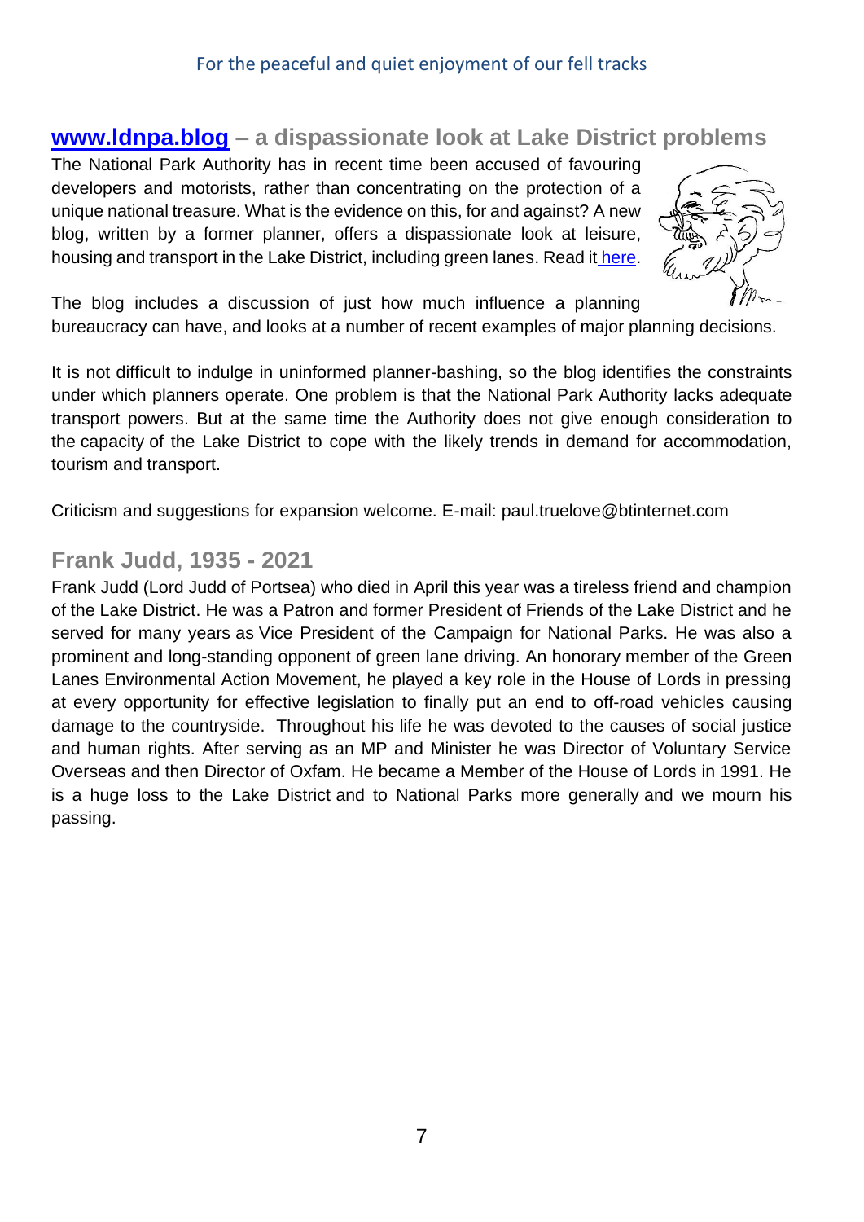## [www.ldnpa.blog](http://www.ldnpa.blog) – a dispassionate look at Lake District problems

The National Park Authority has in recent time been accused of favouring developers and motorists, rather than concentrating on the protection of a unique national treasure. What is the evidence on this, for and against? A new blog, written by a former planner, offers a dispassionate look at leisure, housing and transport in the Lake District, including green lanes. Read it here.

The blog includes a discussion of just how much influence a planning bureaucracy can have, and looks at a number of recent examples of major planning decisions.

It is not difficult to indulge in uninformed planner-bashing, so the blog identifies the constraints under which planners operate. One problem is that the National Park Authority lacks adequate transport powers. But at the same time the Authority does not give enough consideration to the capacity of the Lake District to cope with the likely trends in demand for accommodation, tourism and transport.

Criticism and suggestions for expansion welcome. E-mail: paul.truelove@btinternet.com

## Frank Judd, 1935 - 2021

Frank Judd (Lord Judd of Portsea) who died in April this year was a tireless friend and champion of the Lake District. He was a Patron and former President of Friends of the Lake District and he served for many years as Vice President of the Campaign for National Parks. He was also a prominent and long-standing opponent of green lane driving. An honorary member of the Green Lanes Environmental Action Movement, he played a key role in the House of Lords in pressing at every opportunity for effective legislation to finally put an end to off-road vehicles causing damage to the countryside. Throughout his life he was devoted to the causes of social justice and human rights. After serving as an MP and Minister he was Director of Voluntary Service Overseas and then Director of Oxfam. He became a Member of the House of Lords in 1991. He is a huge loss to the Lake District and to National Parks more generally and we mourn his passing.